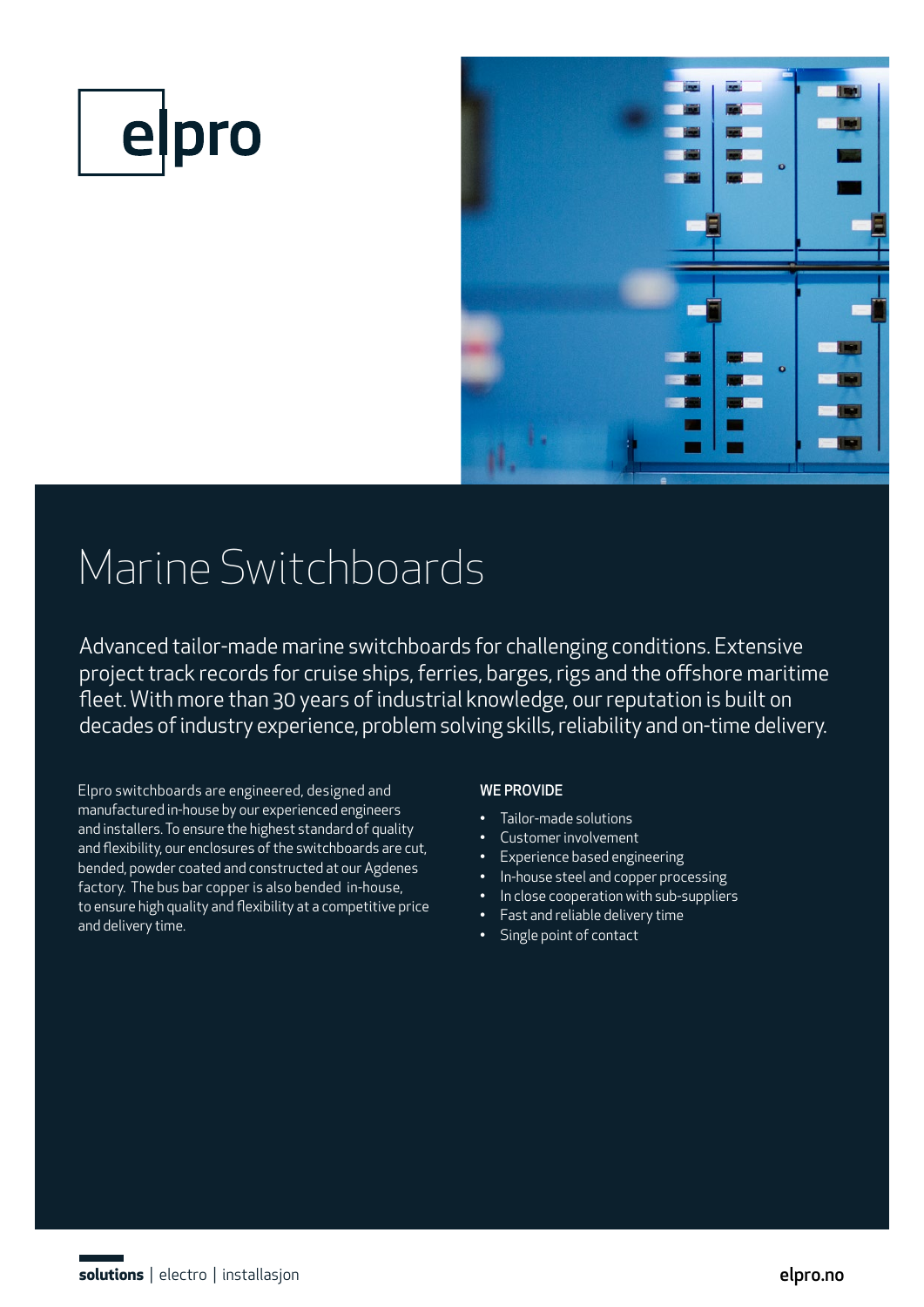elpro

# Marine Switchboards

Advanced tailor-made marine switchboards for challenging conditions. Extensive project track records for cruise ships, ferries, barges, rigs and the offshore maritime fleet. With more than 30 years of industrial knowledge, our reputation is built on decades of industry experience, problem solving skills, reliability and on-time delivery.

Elpro switchboards are engineered, designed and manufactured in-house by our experienced engineers and installers. To ensure the highest standard of quality and flexibility, our enclosures of the switchboards are cut, bended, powder coated and constructed at our Agdenes factory. The bus bar copper is also bended in-house, to ensure high quality and flexibility at a competitive price and delivery time.

## WE PROVIDE

- Tailor-made solutions
- Customer involvement
- Experience based engineering
- In-house steel and copper processing
- In close cooperation with sub-suppliers
- Fast and reliable delivery time
- Single point of contact

**solutions** | electro | installasjon

elpro.no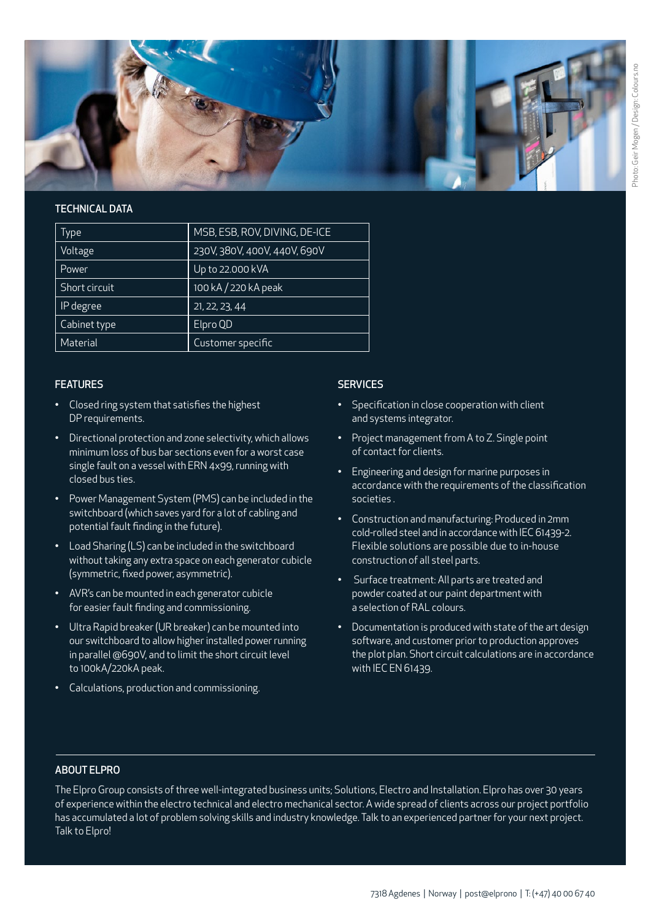## TECHNICAL DATA

| | |
|---|---|
| Type | MSB, ESB, ROV, DIVING, DE-ICE |
| Voltage | 230V, 380V, 400V, 440V, 690V |
| Power | Up to 22.000 kVA |
| Short circuit | 100 kA / 220 kA peak |
| IP degree | 21, 22, 23, 44 |
| Cabinet type | Elpro QD |
| Material | Customer specific |

## FEATURES

- Closed ring system that satisfies the highest DP requirements.
- Directional protection and zone selectivity, which allows minimum loss of bus bar sections even for a worst case single fault on a vessel with ERN 4x99, running with closed bus ties.
- Power Management System (PMS) can be included in the switchboard (which saves yard for a lot of cabling and potential fault finding in the future).
- Load Sharing (LS) can be included in the switchboard without taking any extra space on each generator cubicle (symmetric, fixed power, asymmetric).
- AVR's can be mounted in each generator cubicle for easier fault finding and commissioning.
- Ultra Rapid breaker (UR breaker) can be mounted into our switchboard to allow higher installed power running in parallel @690V, and to limit the short circuit level to 100kA/220kA peak.
- Calculations, production and commissioning.

## SERVICES

- Specification in close cooperation with client and systems integrator.
- Project management from A to Z. Single point of contact for clients.
- Engineering and design for marine purposes in accordance with the requirements of the classification societies .
- Construction and manufacturing: Produced in 2mm cold-rolled steel and in accordance with IEC 61439-2. Flexible solutions are possible due to in-house construction of all steel parts.
- Surface treatment: All parts are treated and powder coated at our paint department with a selection of RAL colours.
- Documentation is produced with state of the art design software, and customer prior to production approves the plot plan. Short circuit calculations are in accordance with IEC EN 61439.

## ABOUT ELPRO

The Elpro Group consists of three well-integrated business units; Solutions, Electro and Installation. Elpro has over 30 years of experience within the electro technical and electro mechanical sector. A wide spread of clients across our project portfolio has accumulated a lot of problem solving skills and industry knowledge. Talk to an experienced partner for your next project. Talk to Elpro!

7318 Agdenes | Norway | post@elprono | T: (+47) 40 00 67 40

Photo: Geir Mogen / Design: Colours.no